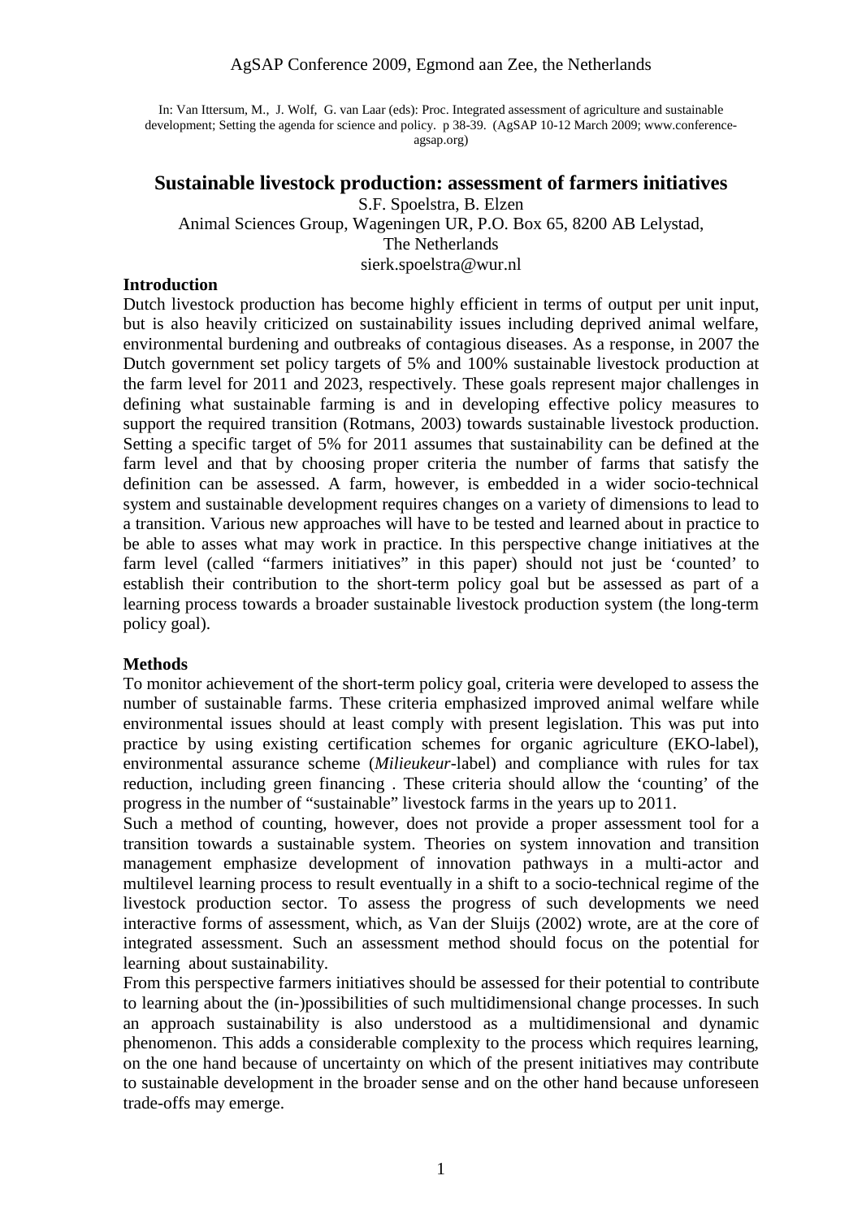AgSAP Conference 2009, Egmond aan Zee, the Netherlands

In: Van Ittersum, M., J. Wolf, G. van Laar (eds): Proc. Integrated assessment of agriculture and sustainable development; Setting the agenda for science and policy. p 38-39. (AgSAP 10-12 March 2009; www.conference-agsap.org)

# Sustainable livestock production: assessment of farmers initiatives

S.F. Spoelstra, B. Elzen
Animal Sciences Group, Wageningen UR, P.O. Box 65, 8200 AB Lelystad, The Netherlands
sierk.spoelstra@wur.nl

## Introduction

Dutch livestock production has become highly efficient in terms of output per unit input, but is also heavily criticized on sustainability issues including deprived animal welfare, environmental burdening and outbreaks of contagious diseases. As a response, in 2007 the Dutch government set policy targets of 5% and 100% sustainable livestock production at the farm level for 2011 and 2023, respectively. These goals represent major challenges in defining what sustainable farming is and in developing effective policy measures to support the required transition (Rotmans, 2003) towards sustainable livestock production. Setting a specific target of 5% for 2011 assumes that sustainability can be defined at the farm level and that by choosing proper criteria the number of farms that satisfy the definition can be assessed. A farm, however, is embedded in a wider socio-technical system and sustainable development requires changes on a variety of dimensions to lead to a transition. Various new approaches will have to be tested and learned about in practice to be able to asses what may work in practice. In this perspective change initiatives at the farm level (called "farmers initiatives" in this paper) should not just be 'counted' to establish their contribution to the short-term policy goal but be assessed as part of a learning process towards a broader sustainable livestock production system (the long-term policy goal).

## Methods

To monitor achievement of the short-term policy goal, criteria were developed to assess the number of sustainable farms. These criteria emphasized improved animal welfare while environmental issues should at least comply with present legislation. This was put into practice by using existing certification schemes for organic agriculture (EKO-label), environmental assurance scheme (*Milieukeur*-label) and compliance with rules for tax reduction, including green financing . These criteria should allow the 'counting' of the progress in the number of "sustainable" livestock farms in the years up to 2011.

Such a method of counting, however, does not provide a proper assessment tool for a transition towards a sustainable system. Theories on system innovation and transition management emphasize development of innovation pathways in a multi-actor and multilevel learning process to result eventually in a shift to a socio-technical regime of the livestock production sector. To assess the progress of such developments we need interactive forms of assessment, which, as Van der Sluijs (2002) wrote, are at the core of integrated assessment. Such an assessment method should focus on the potential for learning about sustainability.

From this perspective farmers initiatives should be assessed for their potential to contribute to learning about the (in-)possibilities of such multidimensional change processes. In such an approach sustainability is also understood as a multidimensional and dynamic phenomenon. This adds a considerable complexity to the process which requires learning, on the one hand because of uncertainty on which of the present initiatives may contribute to sustainable development in the broader sense and on the other hand because unforeseen trade-offs may emerge.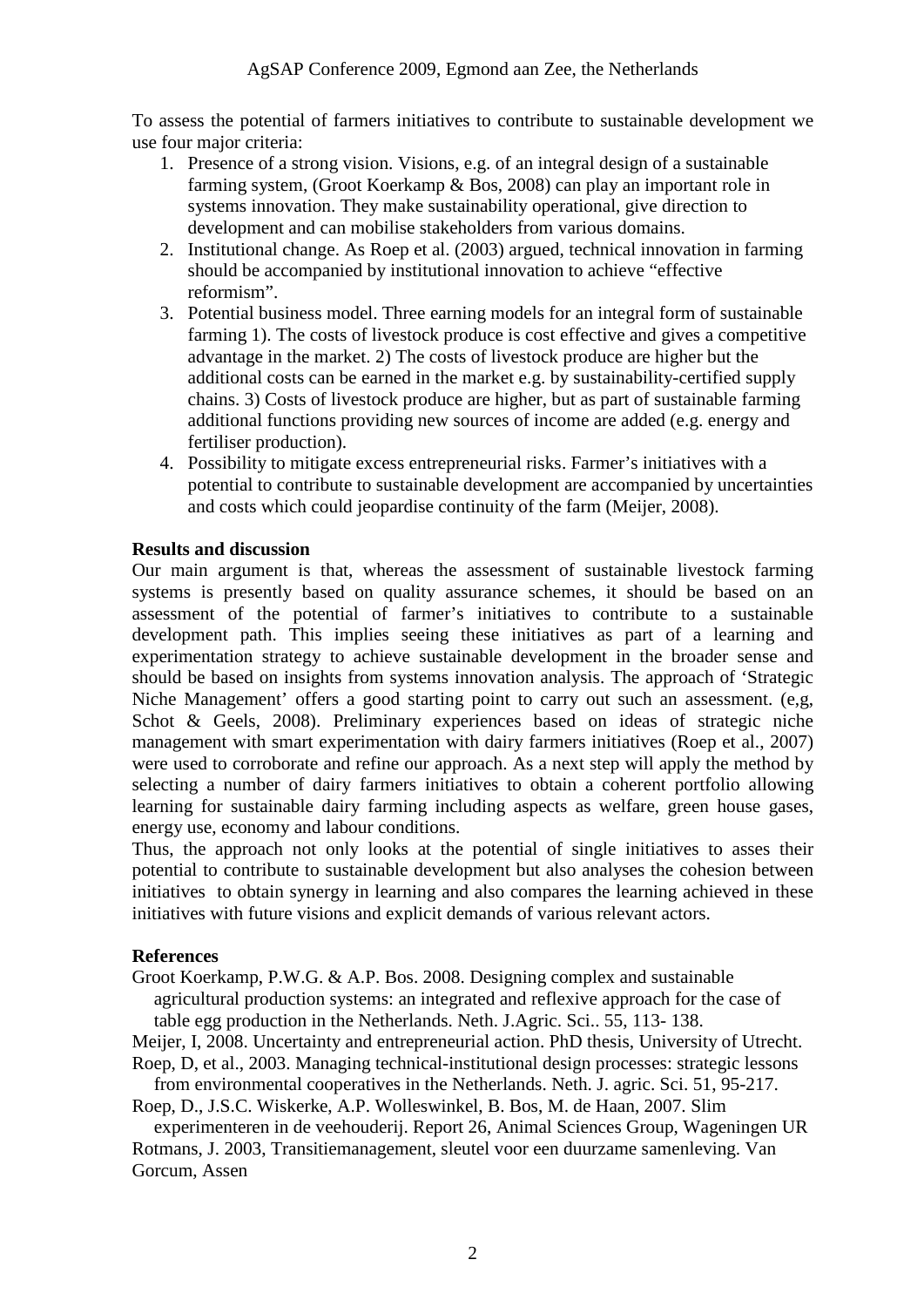To assess the potential of farmers initiatives to contribute to sustainable development we use four major criteria:

1. Presence of a strong vision. Visions, e.g. of an integral design of a sustainable farming system, (Groot Koerkamp & Bos, 2008) can play an important role in systems innovation. They make sustainability operational, give direction to development and can mobilise stakeholders from various domains.
2. Institutional change. As Roep et al. (2003) argued, technical innovation in farming should be accompanied by institutional innovation to achieve "effective reformism".
3. Potential business model. Three earning models for an integral form of sustainable farming 1). The costs of livestock produce is cost effective and gives a competitive advantage in the market. 2) The costs of livestock produce are higher but the additional costs can be earned in the market e.g. by sustainability-certified supply chains. 3) Costs of livestock produce are higher, but as part of sustainable farming additional functions providing new sources of income are added (e.g. energy and fertiliser production).
4. Possibility to mitigate excess entrepreneurial risks. Farmer's initiatives with a potential to contribute to sustainable development are accompanied by uncertainties and costs which could jeopardise continuity of the farm (Meijer, 2008).

**Results and discussion**

Our main argument is that, whereas the assessment of sustainable livestock farming systems is presently based on quality assurance schemes, it should be based on an assessment of the potential of farmer's initiatives to contribute to a sustainable development path. This implies seeing these initiatives as part of a learning and experimentation strategy to achieve sustainable development in the broader sense and should be based on insights from systems innovation analysis. The approach of 'Strategic Niche Management' offers a good starting point to carry out such an assessment. (e,g, Schot & Geels, 2008). Preliminary experiences based on ideas of strategic niche management with smart experimentation with dairy farmers initiatives (Roep et al., 2007) were used to corroborate and refine our approach. As a next step will apply the method by selecting a number of dairy farmers initiatives to obtain a coherent portfolio allowing learning for sustainable dairy farming including aspects as welfare, green house gases, energy use, economy and labour conditions.

Thus, the approach not only looks at the potential of single initiatives to asses their potential to contribute to sustainable development but also analyses the cohesion between initiatives to obtain synergy in learning and also compares the learning achieved in these initiatives with future visions and explicit demands of various relevant actors.

**References**

Groot Koerkamp, P.W.G. & A.P. Bos. 2008. Designing complex and sustainable agricultural production systems: an integrated and reflexive approach for the case of table egg production in the Netherlands. Neth. J.Agric. Sci.. 55, 113- 138.

Meijer, I, 2008. Uncertainty and entrepreneurial action. PhD thesis, University of Utrecht.

Roep, D, et al., 2003. Managing technical-institutional design processes: strategic lessons from environmental cooperatives in the Netherlands. Neth. J. agric. Sci. 51, 95-217.

Roep, D., J.S.C. Wiskerke, A.P. Wolleswinkel, B. Bos, M. de Haan, 2007. Slim experimenteren in de veehouderij. Report 26, Animal Sciences Group, Wageningen UR

Rotmans, J. 2003, Transitiemanagement, sleutel voor een duurzame samenleving. Van Gorcum, Assen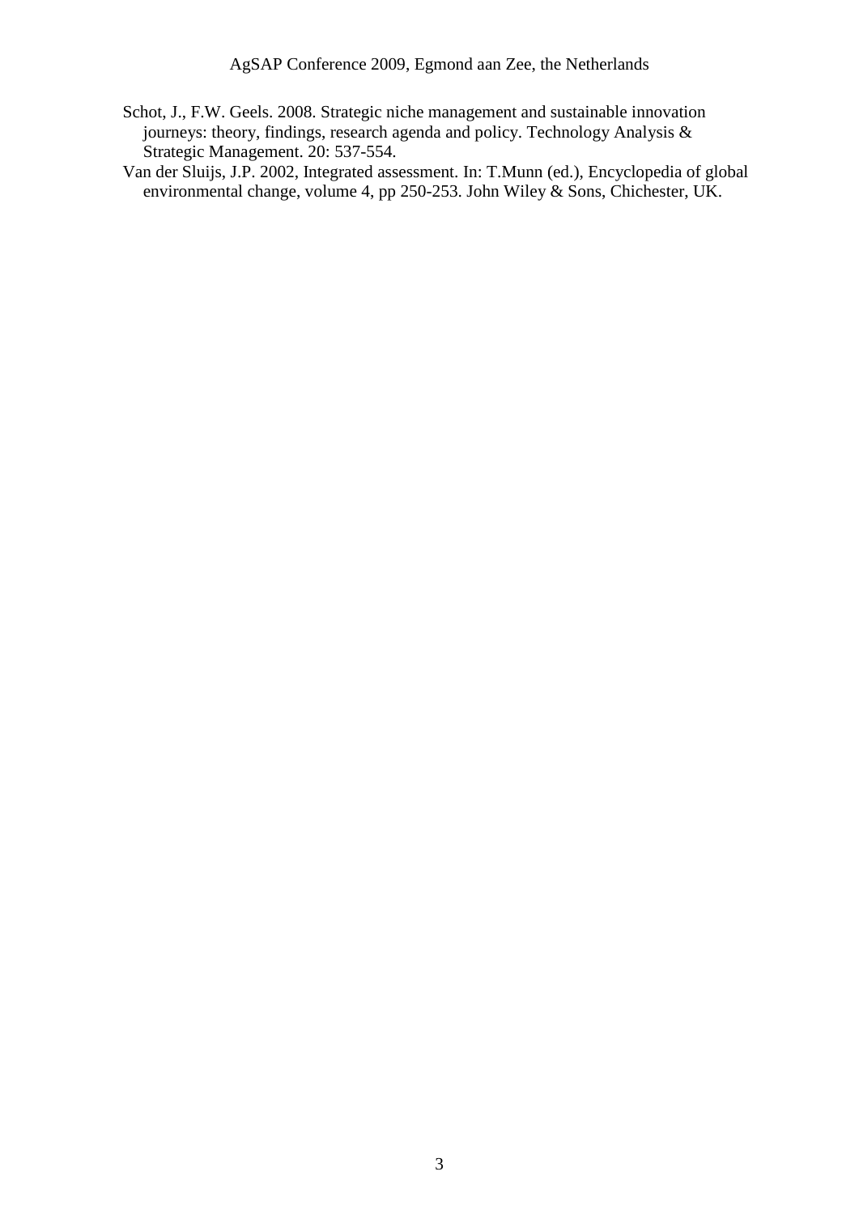Schot, J., F.W. Geels. 2008. Strategic niche management and sustainable innovation journeys: theory, findings, research agenda and policy. Technology Analysis & Strategic Management. 20: 537-554.

Van der Sluijs, J.P. 2002, Integrated assessment. In: T.Munn (ed.), Encyclopedia of global environmental change, volume 4, pp 250-253. John Wiley & Sons, Chichester, UK.